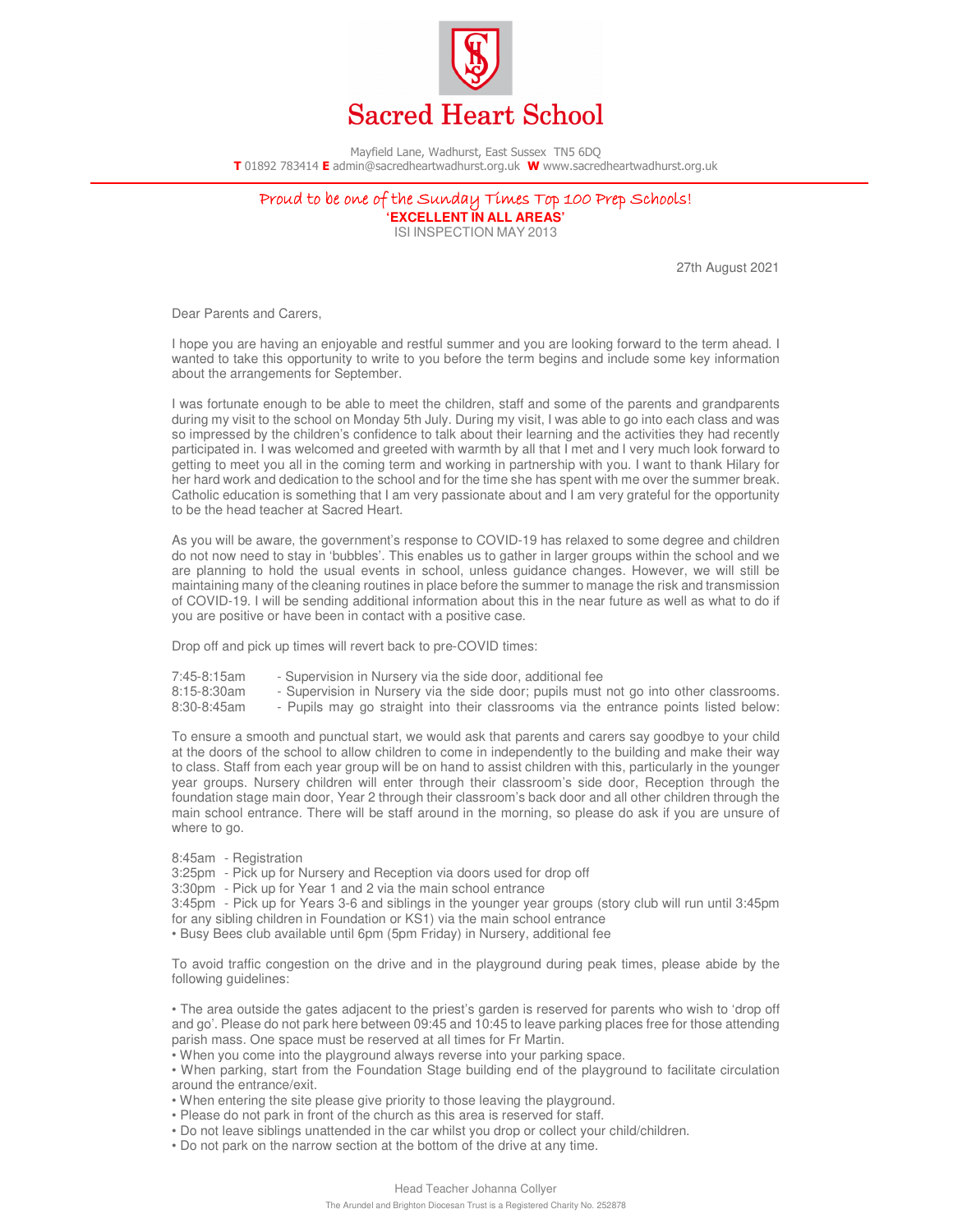# Sacred Heart School

Mayfield Lane, Wadhurst, East Sussex TN5 6DQ
**T** 01892 783414 **E** admin@sacredheartwadhurst.org.uk **W** www.sacredheartwadhurst.org.uk

*Proud to be one of the Sunday Times Top 100 Prep Schools!*
**'EXCELLENT IN ALL AREAS'**
ISI INSPECTION MAY 2013

27th August 2021

Dear Parents and Carers,

I hope you are having an enjoyable and restful summer and you are looking forward to the term ahead. I wanted to take this opportunity to write to you before the term begins and include some key information about the arrangements for September.

I was fortunate enough to be able to meet the children, staff and some of the parents and grandparents during my visit to the school on Monday 5th July. During my visit, I was able to go into each class and was so impressed by the children's confidence to talk about their learning and the activities they had recently participated in. I was welcomed and greeted with warmth by all that I met and I very much look forward to getting to meet you all in the coming term and working in partnership with you. I want to thank Hilary for her hard work and dedication to the school and for the time she has spent with me over the summer break. Catholic education is something that I am very passionate about and I am very grateful for the opportunity to be the head teacher at Sacred Heart.

As you will be aware, the government's response to COVID-19 has relaxed to some degree and children do not now need to stay in 'bubbles'. This enables us to gather in larger groups within the school and we are planning to hold the usual events in school, unless guidance changes. However, we will still be maintaining many of the cleaning routines in place before the summer to manage the risk and transmission of COVID-19. I will be sending additional information about this in the near future as well as what to do if you are positive or have been in contact with a positive case.

Drop off and pick up times will revert back to pre-COVID times:

7:45-8:15am - Supervision in Nursery via the side door, additional fee
8:15-8:30am - Supervision in Nursery via the side door; pupils must not go into other classrooms.
8:30-8:45am - Pupils may go straight into their classrooms via the entrance points listed below:

To ensure a smooth and punctual start, we would ask that parents and carers say goodbye to your child at the doors of the school to allow children to come in independently to the building and make their way to class. Staff from each year group will be on hand to assist children with this, particularly in the younger year groups. Nursery children will enter through their classroom's side door, Reception through the foundation stage main door, Year 2 through their classroom's back door and all other children through the main school entrance. There will be staff around in the morning, so please do ask if you are unsure of where to go.

8:45am - Registration
3:25pm - Pick up for Nursery and Reception via doors used for drop off
3:30pm - Pick up for Year 1 and 2 via the main school entrance
3:45pm - Pick up for Years 3-6 and siblings in the younger year groups (story club will run until 3:45pm for any sibling children in Foundation or KS1) via the main school entrance
• Busy Bees club available until 6pm (5pm Friday) in Nursery, additional fee

To avoid traffic congestion on the drive and in the playground during peak times, please abide by the following guidelines:

- The area outside the gates adjacent to the priest's garden is reserved for parents who wish to 'drop off and go'. Please do not park here between 09:45 and 10:45 to leave parking places free for those attending parish mass. One space must be reserved at all times for Fr Martin.
- When you come into the playground always reverse into your parking space.
- When parking, start from the Foundation Stage building end of the playground to facilitate circulation around the entrance/exit.
- When entering the site please give priority to those leaving the playground.
- Please do not park in front of the church as this area is reserved for staff.
- Do not leave siblings unattended in the car whilst you drop or collect your child/children.
- Do not park on the narrow section at the bottom of the drive at any time.

Head Teacher Johanna Collyer

The Arundel and Brighton Diocesan Trust is a Registered Charity No. 252878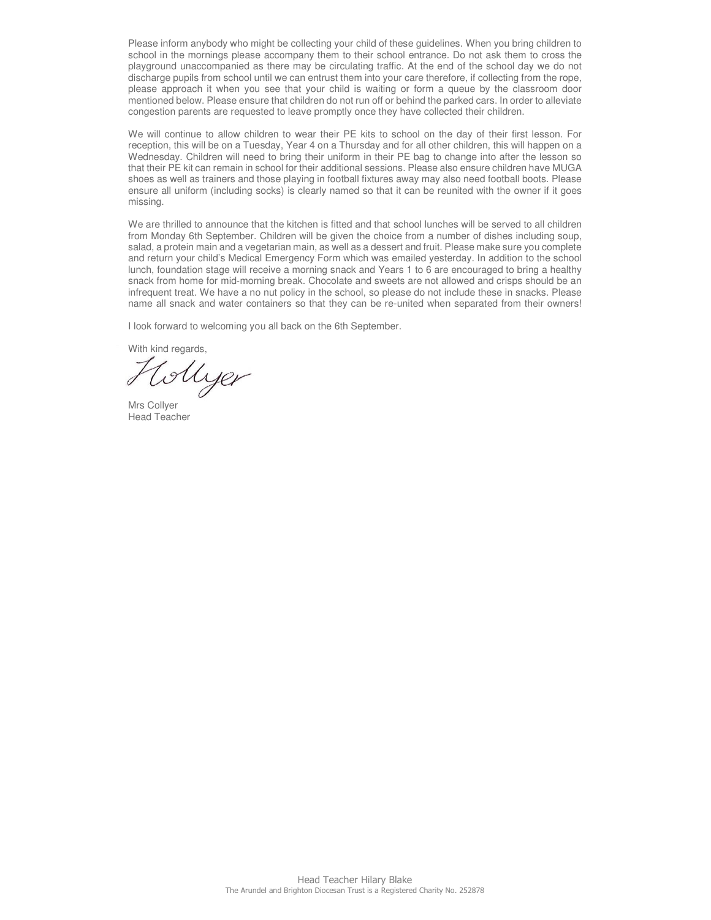Please inform anybody who might be collecting your child of these guidelines. When you bring children to school in the mornings please accompany them to their school entrance. Do not ask them to cross the playground unaccompanied as there may be circulating traffic. At the end of the school day we do not discharge pupils from school until we can entrust them into your care therefore, if collecting from the rope, please approach it when you see that your child is waiting or form a queue by the classroom door mentioned below. Please ensure that children do not run off or behind the parked cars. In order to alleviate congestion parents are requested to leave promptly once they have collected their children.

We will continue to allow children to wear their PE kits to school on the day of their first lesson. For reception, this will be on a Tuesday, Year 4 on a Thursday and for all other children, this will happen on a Wednesday. Children will need to bring their uniform in their PE bag to change into after the lesson so that their PE kit can remain in school for their additional sessions. Please also ensure children have MUGA shoes as well as trainers and those playing in football fixtures away may also need football boots. Please ensure all uniform (including socks) is clearly named so that it can be reunited with the owner if it goes missing.

We are thrilled to announce that the kitchen is fitted and that school lunches will be served to all children from Monday 6th September. Children will be given the choice from a number of dishes including soup, salad, a protein main and a vegetarian main, as well as a dessert and fruit. Please make sure you complete and return your child's Medical Emergency Form which was emailed yesterday. In addition to the school lunch, foundation stage will receive a morning snack and Years 1 to 6 are encouraged to bring a healthy snack from home for mid-morning break. Chocolate and sweets are not allowed and crisps should be an infrequent treat. We have a no nut policy in the school, so please do not include these in snacks. Please name all snack and water containers so that they can be re-united when separated from their owners!

I look forward to welcoming you all back on the 6th September.

With kind regards,

Hollyer

Mrs Collyer
Head Teacher

Head Teacher Hilary Blake
The Arundel and Brighton Diocesan Trust is a Registered Charity No. 252878